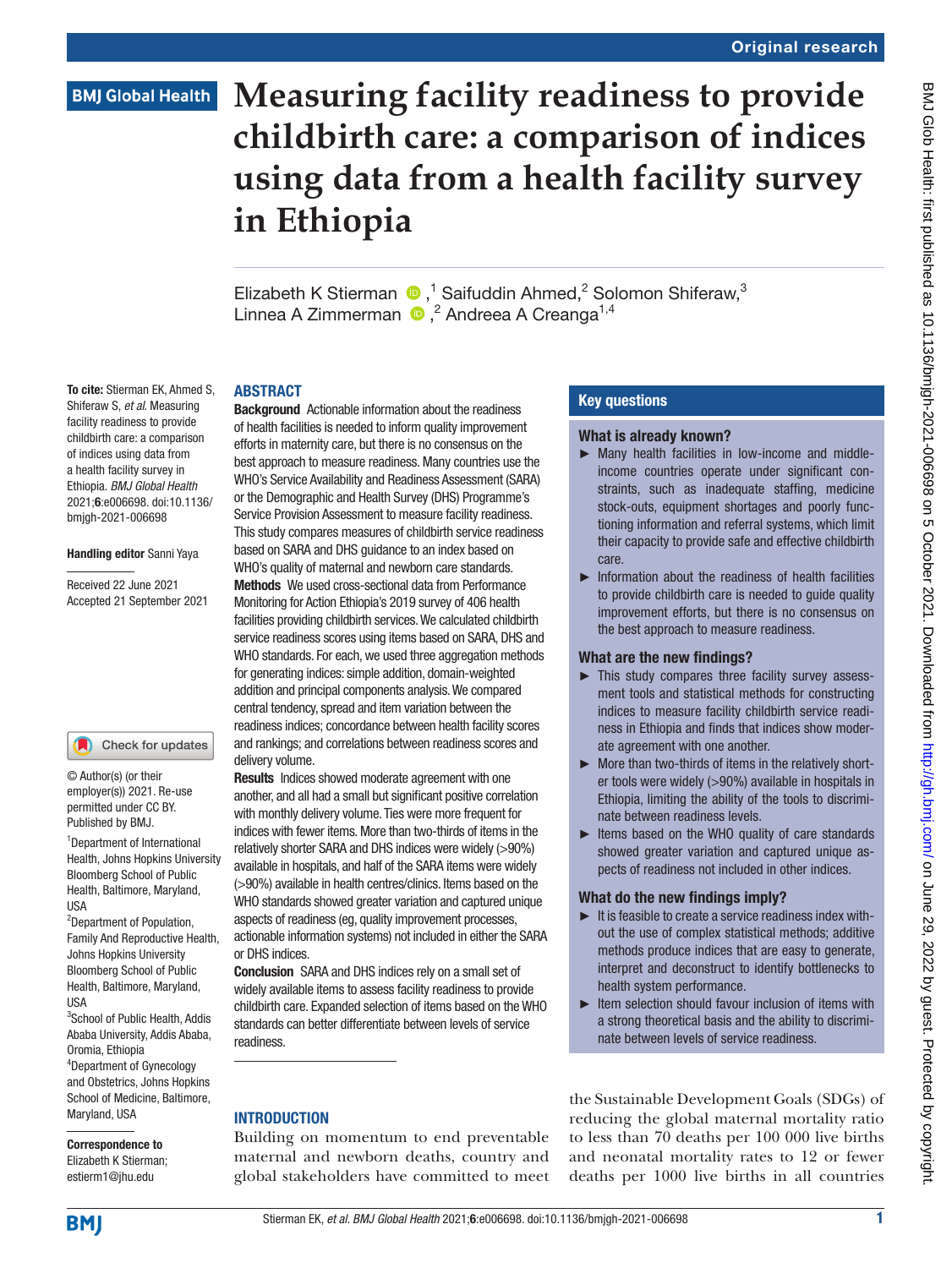Original research

# Measuring facility readiness to provide childbirth care: a comparison of indices using data from a health facility survey in Ethiopia

Elizabeth K Stierman[1], Saifuddin Ahmed[2], Solomon Shiferaw[3], Linnea A Zimmerman[2], Andreea A Creanga[1,4]

**To cite:** Stierman EK, Ahmed S, Shiferaw S, *et al*. Measuring facility readiness to provide childbirth care: a comparison of indices using data from a health facility survey in Ethiopia. *BMJ Global Health* 2021;**6**:e006698. doi:10.1136/bmjgh-2021-006698

**Handling editor** Sanni Yaya

Received 22 June 2021
Accepted 21 September 2021

© Author(s) (or their employer(s)) 2021. Re-use permitted under CC BY. Published by BMJ.

[1]Department of International Health, Johns Hopkins University Bloomberg School of Public Health, Baltimore, Maryland, USA
[2]Department of Population, Family And Reproductive Health, Johns Hopkins University Bloomberg School of Public Health, Baltimore, Maryland, USA
[3]School of Public Health, Addis Ababa University, Addis Ababa, Oromia, Ethiopia
[4]Department of Gynecology and Obstetrics, Johns Hopkins School of Medicine, Baltimore, Maryland, USA

**Correspondence to**
Elizabeth K Stierman;
estierm1@jhu.edu

## ABSTRACT

**Background** Actionable information about the readiness of health facilities is needed to inform quality improvement efforts in maternity care, but there is no consensus on the best approach to measure readiness. Many countries use the WHO's Service Availability and Readiness Assessment (SARA) or the Demographic and Health Survey (DHS) Programme's Service Provision Assessment to measure facility readiness. This study compares measures of childbirth service readiness based on SARA and DHS guidance to an index based on WHO's quality of maternal and newborn care standards.

**Methods** We used cross-sectional data from Performance Monitoring for Action Ethiopia's 2019 survey of 406 health facilities providing childbirth services. We calculated childbirth service readiness scores using items based on SARA, DHS and WHO standards. For each, we used three aggregation methods for generating indices: simple addition, domain-weighted addition and principal components analysis. We compared central tendency, spread and item variation between the readiness indices; concordance between health facility scores and rankings; and correlations between readiness scores and delivery volume.

**Results** Indices showed moderate agreement with one another, and all had a small but significant positive correlation with monthly delivery volume. Ties were more frequent for indices with fewer items. More than two-thirds of items in the relatively shorter SARA and DHS indices were widely (>90%) available in hospitals, and half of the SARA items were widely (>90%) available in health centres/clinics. Items based on the WHO standards showed greater variation and captured unique aspects of readiness (eg, quality improvement processes, actionable information systems) not included in either the SARA or DHS indices.

**Conclusion** SARA and DHS indices rely on a small set of widely available items to assess facility readiness to provide childbirth care. Expanded selection of items based on the WHO standards can better differentiate between levels of service readiness.

## Key questions

### What is already known?

- Many health facilities in low-income and middle-income countries operate under significant constraints, such as inadequate staffing, medicine stock-outs, equipment shortages and poorly functioning information and referral systems, which limit their capacity to provide safe and effective childbirth care.
- Information about the readiness of health facilities to provide childbirth care is needed to guide quality improvement efforts, but there is no consensus on the best approach to measure readiness.

### What are the new findings?

- This study compares three facility survey assessment tools and statistical methods for constructing indices to measure facility childbirth service readiness in Ethiopia and finds that indices show moderate agreement with one another.
- More than two-thirds of items in the relatively shorter tools were widely (>90%) available in hospitals in Ethiopia, limiting the ability of the tools to discriminate between readiness levels.
- Items based on the WHO quality of care standards showed greater variation and captured unique aspects of readiness not included in other indices.

### What do the new findings imply?

- It is feasible to create a service readiness index without the use of complex statistical methods; additive methods produce indices that are easy to generate, interpret and deconstruct to identify bottlenecks to health system performance.
- Item selection should favour inclusion of items with a strong theoretical basis and the ability to discriminate between levels of service readiness.

## INTRODUCTION

Building on momentum to end preventable maternal and newborn deaths, country and global stakeholders have committed to meet the Sustainable Development Goals (SDGs) of reducing the global maternal mortality ratio to less than 70 deaths per 100 000 live births and neonatal mortality rates to 12 or fewer deaths per 1000 live births in all countries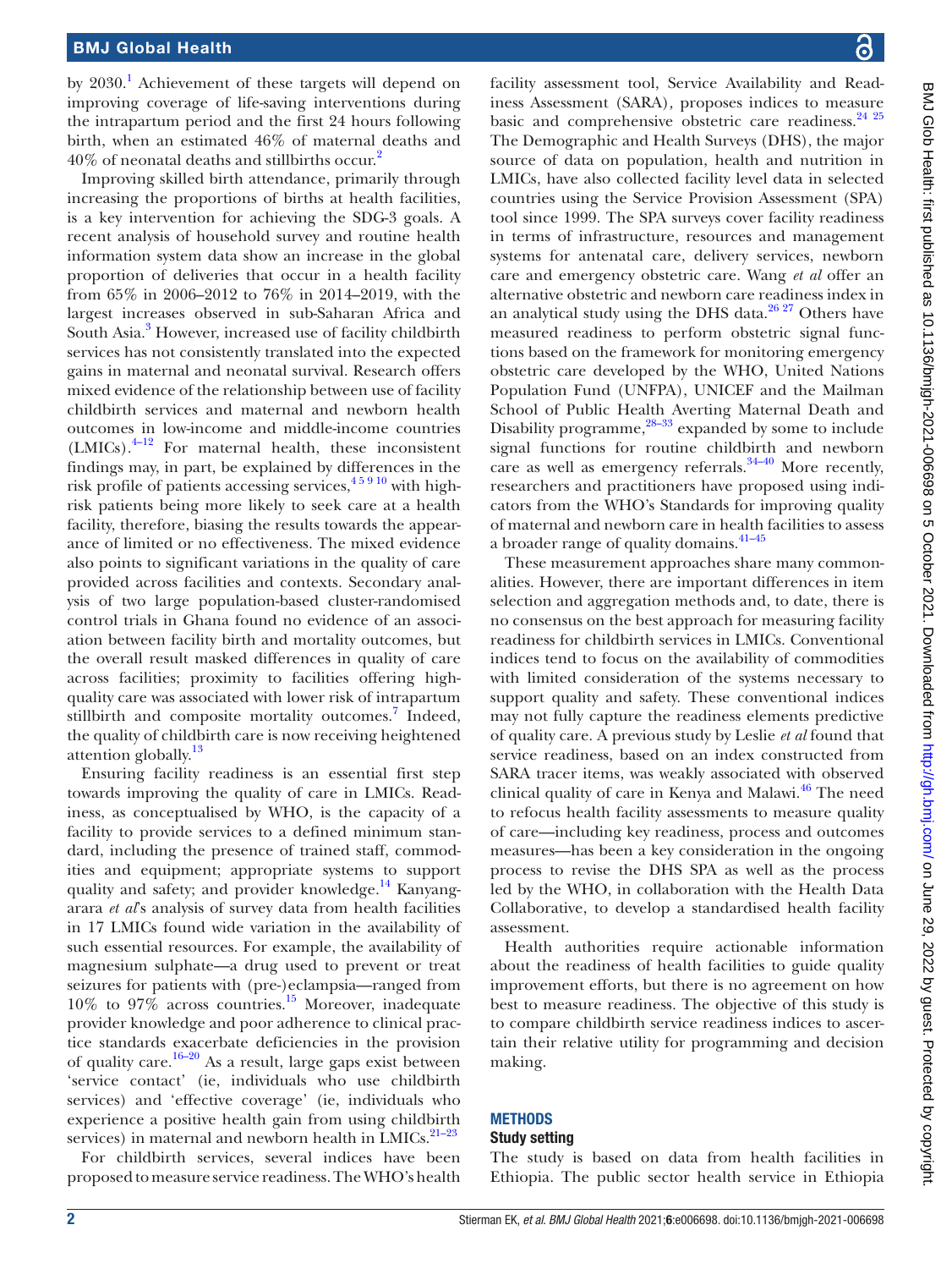by 2030.[1] Achievement of these targets will depend on improving coverage of life-saving interventions during the intrapartum period and the first 24 hours following birth, when an estimated 46% of maternal deaths and 40% of neonatal deaths and stillbirths occur.[2]

Improving skilled birth attendance, primarily through increasing the proportions of births at health facilities, is a key intervention for achieving the SDG-3 goals. A recent analysis of household survey and routine health information system data show an increase in the global proportion of deliveries that occur in a health facility from 65% in 2006–2012 to 76% in 2014–2019, with the largest increases observed in sub-Saharan Africa and South Asia.[3] However, increased use of facility childbirth services has not consistently translated into the expected gains in maternal and neonatal survival. Research offers mixed evidence of the relationship between use of facility childbirth services and maternal and newborn health outcomes in low-income and middle-income countries (LMICs).[4–12] For maternal health, these inconsistent findings may, in part, be explained by differences in the risk profile of patients accessing services,[4 5 9 10] with high-risk patients being more likely to seek care at a health facility, therefore, biasing the results towards the appearance of limited or no effectiveness. The mixed evidence also points to significant variations in the quality of care provided across facilities and contexts. Secondary analysis of two large population-based cluster-randomised control trials in Ghana found no evidence of an association between facility birth and mortality outcomes, but the overall result masked differences in quality of care across facilities; proximity to facilities offering high-quality care was associated with lower risk of intrapartum stillbirth and composite mortality outcomes.[7] Indeed, the quality of childbirth care is now receiving heightened attention globally.[13]

Ensuring facility readiness is an essential first step towards improving the quality of care in LMICs. Readiness, as conceptualised by WHO, is the capacity of a facility to provide services to a defined minimum standard, including the presence of trained staff, commodities and equipment; appropriate systems to support quality and safety; and provider knowledge.[14] Kanyangarara *et al*'s analysis of survey data from health facilities in 17 LMICs found wide variation in the availability of such essential resources. For example, the availability of magnesium sulphate—a drug used to prevent or treat seizures for patients with (pre-)eclampsia—ranged from 10% to 97% across countries.[15] Moreover, inadequate provider knowledge and poor adherence to clinical practice standards exacerbate deficiencies in the provision of quality care.[16–20] As a result, large gaps exist between 'service contact' (ie, individuals who use childbirth services) and 'effective coverage' (ie, individuals who experience a positive health gain from using childbirth services) in maternal and newborn health in LMICs.[21–23]

For childbirth services, several indices have been proposed to measure service readiness. The WHO's health facility assessment tool, Service Availability and Readiness Assessment (SARA), proposes indices to measure basic and comprehensive obstetric care readiness.[24 25] The Demographic and Health Surveys (DHS), the major source of data on population, health and nutrition in LMICs, have also collected facility level data in selected countries using the Service Provision Assessment (SPA) tool since 1999. The SPA surveys cover facility readiness in terms of infrastructure, resources and management systems for antenatal care, delivery services, newborn care and emergency obstetric care. Wang *et al* offer an alternative obstetric and newborn care readiness index in an analytical study using the DHS data.[26 27] Others have measured readiness to perform obstetric signal functions based on the framework for monitoring emergency obstetric care developed by the WHO, United Nations Population Fund (UNFPA), UNICEF and the Mailman School of Public Health Averting Maternal Death and Disability programme,[28–33] expanded by some to include signal functions for routine childbirth and newborn care as well as emergency referrals.[34–40] More recently, researchers and practitioners have proposed using indicators from the WHO's Standards for improving quality of maternal and newborn care in health facilities to assess a broader range of quality domains.[41–45]

These measurement approaches share many commonalities. However, there are important differences in item selection and aggregation methods and, to date, there is no consensus on the best approach for measuring facility readiness for childbirth services in LMICs. Conventional indices tend to focus on the availability of commodities with limited consideration of the systems necessary to support quality and safety. These conventional indices may not fully capture the readiness elements predictive of quality care. A previous study by Leslie *et al* found that service readiness, based on an index constructed from SARA tracer items, was weakly associated with observed clinical quality of care in Kenya and Malawi.[46] The need to refocus health facility assessments to measure quality of care—including key readiness, process and outcomes measures—has been a key consideration in the ongoing process to revise the DHS SPA as well as the process led by the WHO, in collaboration with the Health Data Collaborative, to develop a standardised health facility assessment.

Health authorities require actionable information about the readiness of health facilities to guide quality improvement efforts, but there is no agreement on how best to measure readiness. The objective of this study is to compare childbirth service readiness indices to ascertain their relative utility for programming and decision making.

## METHODS

### Study setting

The study is based on data from health facilities in Ethiopia. The public sector health service in Ethiopia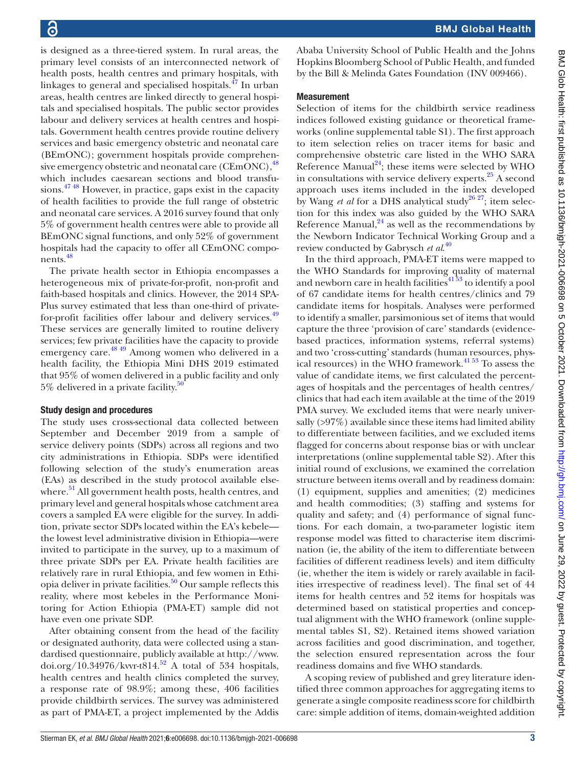is designed as a three-tiered system. In rural areas, the primary level consists of an interconnected network of health posts, health centres and primary hospitals, with linkages to general and specialised hospitals.[47] In urban areas, health centres are linked directly to general hospitals and specialised hospitals. The public sector provides labour and delivery services at health centres and hospitals. Government health centres provide routine delivery services and basic emergency obstetric and neonatal care (BEmONC); government hospitals provide comprehensive emergency obstetric and neonatal care (CEmONC),[48] which includes caesarean sections and blood transfusions.[47 48] However, in practice, gaps exist in the capacity of health facilities to provide the full range of obstetric and neonatal care services. A 2016 survey found that only 5% of government health centres were able to provide all BEmONC signal functions, and only 52% of government hospitals had the capacity to offer all CEmONC components.[48]

The private health sector in Ethiopia encompasses a heterogeneous mix of private-for-profit, non-profit and faith-based hospitals and clinics. However, the 2014 SPA-Plus survey estimated that less than one-third of private-for-profit facilities offer labour and delivery services.[49] These services are generally limited to routine delivery services; few private facilities have the capacity to provide emergency care.[48 49] Among women who delivered in a health facility, the Ethiopia Mini DHS 2019 estimated that 95% of women delivered in a public facility and only 5% delivered in a private facility.[50]

### Study design and procedures

The study uses cross-sectional data collected between September and December 2019 from a sample of service delivery points (SDPs) across all regions and two city administrations in Ethiopia. SDPs were identified following selection of the study's enumeration areas (EAs) as described in the study protocol available elsewhere.[51] All government health posts, health centres, and primary level and general hospitals whose catchment area covers a sampled EA were eligible for the survey. In addition, private sector SDPs located within the EA's kebele—the lowest level administrative division in Ethiopia—were invited to participate in the survey, up to a maximum of three private SDPs per EA. Private health facilities are relatively rare in rural Ethiopia, and few women in Ethiopia deliver in private facilities.[50] Our sample reflects this reality, where most kebeles in the Performance Monitoring for Action Ethiopia (PMA-ET) sample did not have even one private SDP.

After obtaining consent from the head of the facility or designated authority, data were collected using a standardised questionnaire, publicly available at http://www.doi.org/10.34976/kvvr-t814.[52] A total of 534 hospitals, health centres and health clinics completed the survey, a response rate of 98.9%; among these, 406 facilities provide childbirth services. The survey was administered as part of PMA-ET, a project implemented by the Addis Ababa University School of Public Health and the Johns Hopkins Bloomberg School of Public Health, and funded by the Bill & Melinda Gates Foundation (INV 009466).

### Measurement

Selection of items for the childbirth service readiness indices followed existing guidance or theoretical frameworks (online supplemental table S1). The first approach to item selection relies on tracer items for basic and comprehensive obstetric care listed in the WHO SARA Reference Manual[24]; these items were selected by WHO in consultations with service delivery experts.[25] A second approach uses items included in the index developed by Wang *et al* for a DHS analytical study[26 27]; item selection for this index was also guided by the WHO SARA Reference Manual,[24] as well as the recommendations by the Newborn Indicator Technical Working Group and a review conducted by Gabrysch *et al*.[40]

In the third approach, PMA-ET items were mapped to the WHO Standards for improving quality of maternal and newborn care in health facilities[41 53] to identify a pool of 67 candidate items for health centres/clinics and 79 candidate items for hospitals. Analyses were performed to identify a smaller, parsimonious set of items that would capture the three 'provision of care' standards (evidence-based practices, information systems, referral systems) and two 'cross-cutting' standards (human resources, physical resources) in the WHO framework.[41 53] To assess the value of candidate items, we first calculated the percentages of hospitals and the percentages of health centres/clinics that had each item available at the time of the 2019 PMA survey. We excluded items that were nearly universally (>97%) available since these items had limited ability to differentiate between facilities, and we excluded items flagged for concerns about response bias or with unclear interpretations (online supplemental table S2). After this initial round of exclusions, we examined the correlation structure between items overall and by readiness domain: (1) equipment, supplies and amenities; (2) medicines and health commodities; (3) staffing and systems for quality and safety; and (4) performance of signal functions. For each domain, a two-parameter logistic item response model was fitted to characterise item discrimination (ie, the ability of the item to differentiate between facilities of different readiness levels) and item difficulty (ie, whether the item is widely or rarely available in facilities irrespective of readiness level). The final set of 44 items for health centres and 52 items for hospitals was determined based on statistical properties and conceptual alignment with the WHO framework (online supplemental tables S1, S2). Retained items showed variation across facilities and good discrimination, and together, the selection ensured representation across the four readiness domains and five WHO standards.

A scoping review of published and grey literature identified three common approaches for aggregating items to generate a single composite readiness score for childbirth care: simple addition of items, domain-weighted addition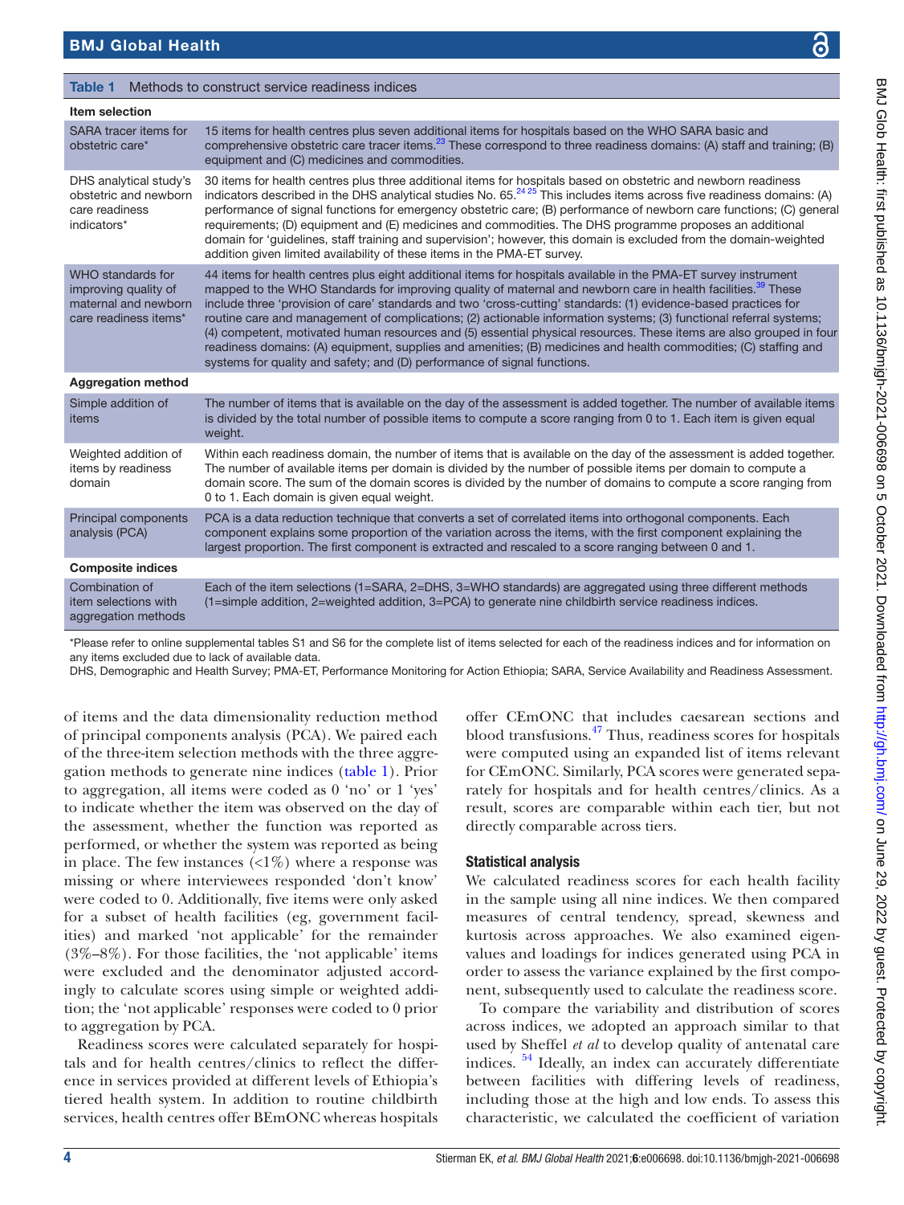Table 1 Methods to construct service readiness indices

| Item selection | |
|---|---|
| SARA tracer items for obstetric care* | 15 items for health centres plus seven additional items for hospitals based on the WHO SARA basic and comprehensive obstetric care tracer items.[23] These correspond to three readiness domains: (A) staff and training; (B) equipment and (C) medicines and commodities. |
| DHS analytical study's obstetric and newborn care readiness indicators* | 30 items for health centres plus three additional items for hospitals based on obstetric and newborn readiness indicators described in the DHS analytical studies No. 65.[24 25] This includes items across five readiness domains: (A) performance of signal functions for emergency obstetric care; (B) performance of newborn care functions; (C) general requirements; (D) equipment and (E) medicines and commodities. The DHS programme proposes an additional domain for 'guidelines, staff training and supervision'; however, this domain is excluded from the domain-weighted addition given limited availability of these items in the PMA-ET survey. |
| WHO standards for improving quality of maternal and newborn care readiness items* | 44 items for health centres plus eight additional items for hospitals available in the PMA-ET survey instrument mapped to the WHO Standards for improving quality of maternal and newborn care in health facilities.[39] These include three 'provision of care' standards and two 'cross-cutting' standards: (1) evidence-based practices for routine care and management of complications; (2) actionable information systems; (3) functional referral systems; (4) competent, motivated human resources and (5) essential physical resources. These items are also grouped in four readiness domains: (A) equipment, supplies and amenities; (B) medicines and health commodities; (C) staffing and systems for quality and safety; and (D) performance of signal functions. |
| **Aggregation method** | |
| Simple addition of items | The number of items that is available on the day of the assessment is added together. The number of available items is divided by the total number of possible items to compute a score ranging from 0 to 1. Each item is given equal weight. |
| Weighted addition of items by readiness domain | Within each readiness domain, the number of items that is available on the day of the assessment is added together. The number of available items per domain is divided by the number of possible items per domain to compute a domain score. The sum of the domain scores is divided by the number of domains to compute a score ranging from 0 to 1. Each domain is given equal weight. |
| Principal components analysis (PCA) | PCA is a data reduction technique that converts a set of correlated items into orthogonal components. Each component explains some proportion of the variation across the items, with the first component explaining the largest proportion. The first component is extracted and rescaled to a score ranging between 0 and 1. |
| **Composite indices** | |
| Combination of item selections with aggregation methods | Each of the item selections (1=SARA, 2=DHS, 3=WHO standards) are aggregated using three different methods (1=simple addition, 2=weighted addition, 3=PCA) to generate nine childbirth service readiness indices. |

*Please refer to online supplemental tables S1 and S6 for the complete list of items selected for each of the readiness indices and for information on any items excluded due to lack of available data.
DHS, Demographic and Health Survey; PMA-ET, Performance Monitoring for Action Ethiopia; SARA, Service Availability and Readiness Assessment.

of items and the data dimensionality reduction method of principal components analysis (PCA). We paired each of the three-item selection methods with the three aggregation methods to generate nine indices (table 1). Prior to aggregation, all items were coded as 0 'no' or 1 'yes' to indicate whether the item was observed on the day of the assessment, whether the function was reported as performed, or whether the system was reported as being in place. The few instances (<1%) where a response was missing or where interviewees responded 'don't know' were coded to 0. Additionally, five items were only asked for a subset of health facilities (eg, government facilities) and marked 'not applicable' for the remainder (3%–8%). For those facilities, the 'not applicable' items were excluded and the denominator adjusted accordingly to calculate scores using simple or weighted addition; the 'not applicable' responses were coded to 0 prior to aggregation by PCA.

Readiness scores were calculated separately for hospitals and for health centres/clinics to reflect the difference in services provided at different levels of Ethiopia's tiered health system. In addition to routine childbirth services, health centres offer BEmONC whereas hospitals offer CEmONC that includes caesarean sections and blood transfusions.[47] Thus, readiness scores for hospitals were computed using an expanded list of items relevant for CEmONC. Similarly, PCA scores were generated separately for hospitals and for health centres/clinics. As a result, scores are comparable within each tier, but not directly comparable across tiers.

### Statistical analysis

We calculated readiness scores for each health facility in the sample using all nine indices. We then compared measures of central tendency, spread, skewness and kurtosis across approaches. We also examined eigenvalues and loadings for indices generated using PCA in order to assess the variance explained by the first component, subsequently used to calculate the readiness score.

To compare the variability and distribution of scores across indices, we adopted an approach similar to that used by Sheffel *et al* to develop quality of antenatal care indices.[54] Ideally, an index can accurately differentiate between facilities with differing levels of readiness, including those at the high and low ends. To assess this characteristic, we calculated the coefficient of variation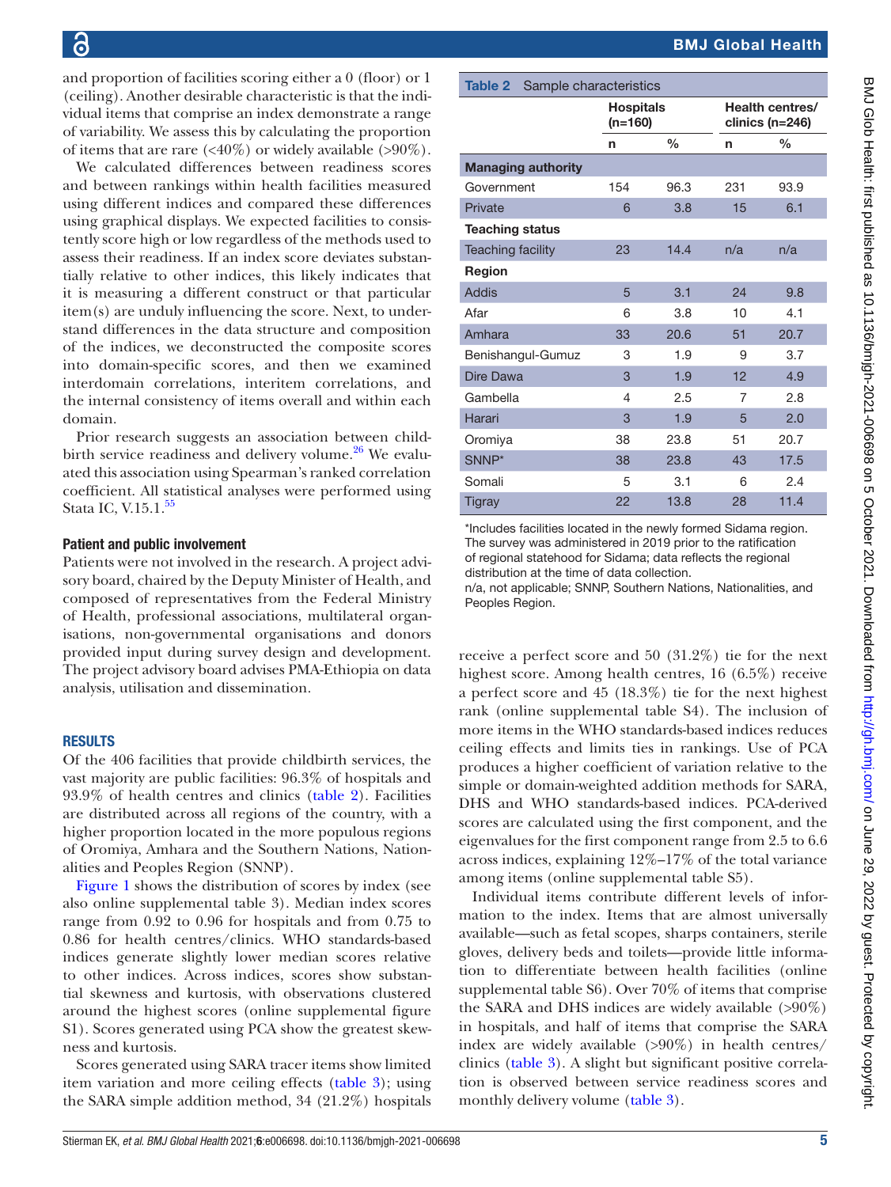and proportion of facilities scoring either a 0 (floor) or 1 (ceiling). Another desirable characteristic is that the individual items that comprise an index demonstrate a range of variability. We assess this by calculating the proportion of items that are rare (<40%) or widely available (>90%).

We calculated differences between readiness scores and between rankings within health facilities measured using different indices and compared these differences using graphical displays. We expected facilities to consistently score high or low regardless of the methods used to assess their readiness. If an index score deviates substantially relative to other indices, this likely indicates that it is measuring a different construct or that particular item(s) are unduly influencing the score. Next, to understand differences in the data structure and composition of the indices, we deconstructed the composite scores into domain-specific scores, and then we examined interdomain correlations, interitem correlations, and the internal consistency of items overall and within each domain.

Prior research suggests an association between childbirth service readiness and delivery volume.[26] We evaluated this association using Spearman's ranked correlation coefficient. All statistical analyses were performed using Stata IC, V.15.1.[55]

### Patient and public involvement

Patients were not involved in the research. A project advisory board, chaired by the Deputy Minister of Health, and composed of representatives from the Federal Ministry of Health, professional associations, multilateral organisations, non-governmental organisations and donors provided input during survey design and development. The project advisory board advises PMA-Ethiopia on data analysis, utilisation and dissemination.

## RESULTS

Of the 406 facilities that provide childbirth services, the vast majority are public facilities: 96.3% of hospitals and 93.9% of health centres and clinics (table 2). Facilities are distributed across all regions of the country, with a higher proportion located in the more populous regions of Oromiya, Amhara and the Southern Nations, Nationalities and Peoples Region (SNNP).

**Table 2** Sample characteristics

| | Hospitals (n=160) | | Health centres/ clinics (n=246) | |
|---|---|---|---|---|
| | n | % | n | % |
| **Managing authority** | | | | |
| Government | 154 | 96.3 | 231 | 93.9 |
| Private | 6 | 3.8 | 15 | 6.1 |
| **Teaching status** | | | | |
| Teaching facility | 23 | 14.4 | n/a | n/a |
| **Region** | | | | |
| Addis | 5 | 3.1 | 24 | 9.8 |
| Afar | 6 | 3.8 | 10 | 4.1 |
| Amhara | 33 | 20.6 | 51 | 20.7 |
| Benishangul-Gumuz | 3 | 1.9 | 9 | 3.7 |
| Dire Dawa | 3 | 1.9 | 12 | 4.9 |
| Gambella | 4 | 2.5 | 7 | 2.8 |
| Harari | 3 | 1.9 | 5 | 2.0 |
| Oromiya | 38 | 23.8 | 51 | 20.7 |
| SNNP* | 38 | 23.8 | 43 | 17.5 |
| Somali | 5 | 3.1 | 6 | 2.4 |
| Tigray | 22 | 13.8 | 28 | 11.4 |

*Includes facilities located in the newly formed Sidama region. The survey was administered in 2019 prior to the ratification of regional statehood for Sidama; data reflects the regional distribution at the time of data collection.
n/a, not applicable; SNNP, Southern Nations, Nationalities, and Peoples Region.

Figure 1 shows the distribution of scores by index (see also online supplemental table 3). Median index scores range from 0.92 to 0.96 for hospitals and from 0.75 to 0.86 for health centres/clinics. WHO standards-based indices generate slightly lower median scores relative to other indices. Across indices, scores show substantial skewness and kurtosis, with observations clustered around the highest scores (online supplemental figure S1). Scores generated using PCA show the greatest skewness and kurtosis.

Scores generated using SARA tracer items show limited item variation and more ceiling effects (table 3); using the SARA simple addition method, 34 (21.2%) hospitals receive a perfect score and 50 (31.2%) tie for the next highest score. Among health centres, 16 (6.5%) receive a perfect score and 45 (18.3%) tie for the next highest rank (online supplemental table S4). The inclusion of more items in the WHO standards-based indices reduces ceiling effects and limits ties in rankings. Use of PCA produces a higher coefficient of variation relative to the simple or domain-weighted addition methods for SARA, DHS and WHO standards-based indices. PCA-derived scores are calculated using the first component, and the eigenvalues for the first component range from 2.5 to 6.6 across indices, explaining 12%–17% of the total variance among items (online supplemental table S5).

Individual items contribute different levels of information to the index. Items that are almost universally available—such as fetal scopes, sharps containers, sterile gloves, delivery beds and toilets—provide little information to differentiate between health facilities (online supplemental table S6). Over 70% of items that comprise the SARA and DHS indices are widely available (>90%) in hospitals, and half of items that comprise the SARA index are widely available (>90%) in health centres/clinics (table 3). A slight but significant positive correlation is observed between service readiness scores and monthly delivery volume (table 3).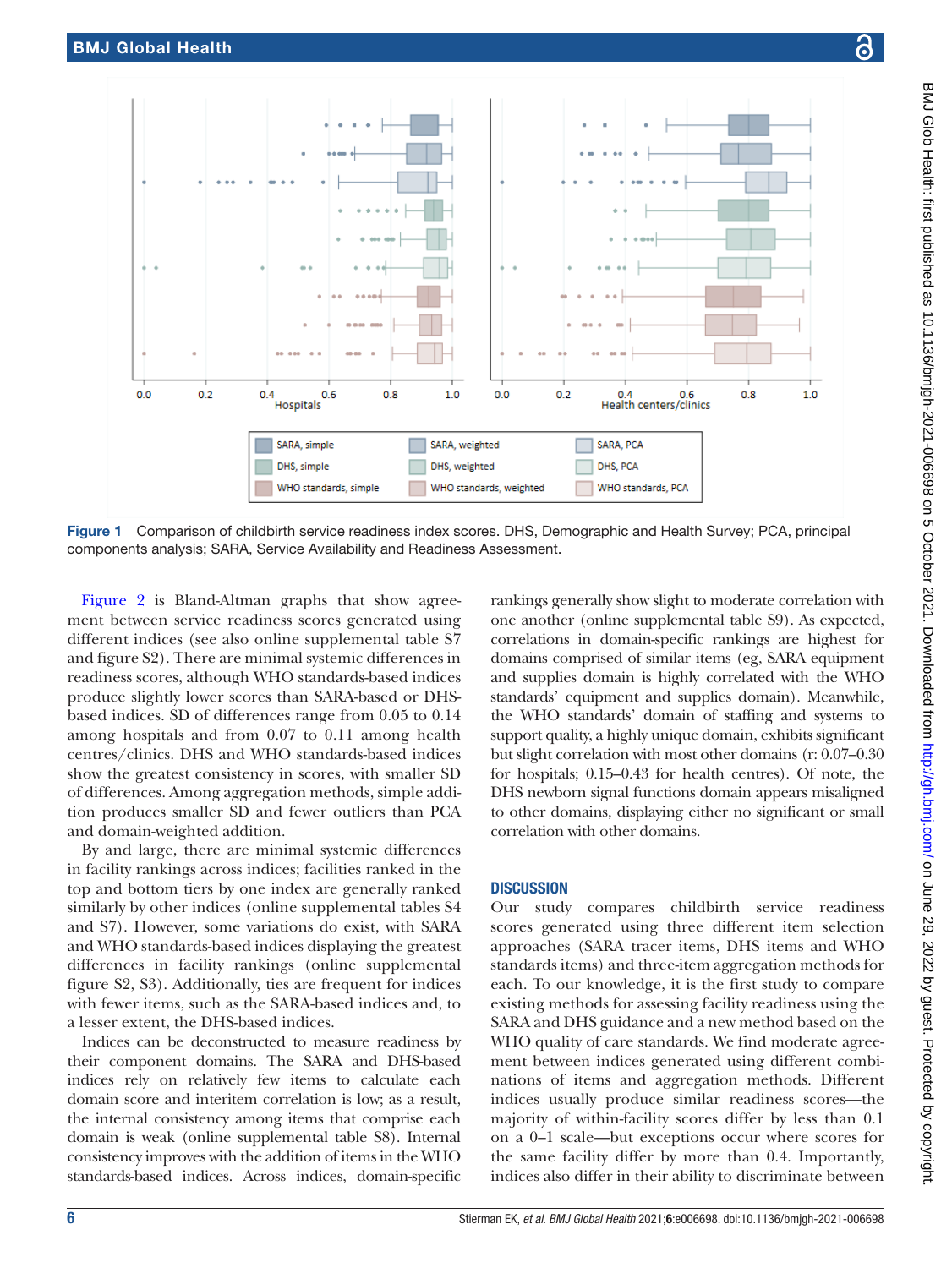Figure 1 Comparison of childbirth service readiness index scores. DHS, Demographic and Health Survey; PCA, principal components analysis; SARA, Service Availability and Readiness Assessment.

Figure 2 is Bland-Altman graphs that show agreement between service readiness scores generated using different indices (see also online supplemental table S7 and figure S2). There are minimal systemic differences in readiness scores, although WHO standards-based indices produce slightly lower scores than SARA-based or DHS-based indices. SD of differences range from 0.05 to 0.14 among hospitals and from 0.07 to 0.11 among health centres/clinics. DHS and WHO standards-based indices show the greatest consistency in scores, with smaller SD of differences. Among aggregation methods, simple addition produces smaller SD and fewer outliers than PCA and domain-weighted addition.

By and large, there are minimal systemic differences in facility rankings across indices; facilities ranked in the top and bottom tiers by one index are generally ranked similarly by other indices (online supplemental tables S4 and S7). However, some variations do exist, with SARA and WHO standards-based indices displaying the greatest differences in facility rankings (online supplemental figure S2, S3). Additionally, ties are frequent for indices with fewer items, such as the SARA-based indices and, to a lesser extent, the DHS-based indices.

Indices can be deconstructed to measure readiness by their component domains. The SARA and DHS-based indices rely on relatively few items to calculate each domain score and interitem correlation is low; as a result, the internal consistency among items that comprise each domain is weak (online supplemental table S8). Internal consistency improves with the addition of items in the WHO standards-based indices. Across indices, domain-specific rankings generally show slight to moderate correlation with one another (online supplemental table S9). As expected, correlations in domain-specific rankings are highest for domains comprised of similar items (eg, SARA equipment and supplies domain is highly correlated with the WHO standards' equipment and supplies domain). Meanwhile, the WHO standards' domain of staffing and systems to support quality, a highly unique domain, exhibits significant but slight correlation with most other domains (r: 0.07–0.30 for hospitals; 0.15–0.43 for health centres). Of note, the DHS newborn signal functions domain appears misaligned to other domains, displaying either no significant or small correlation with other domains.

## DISCUSSION

Our study compares childbirth service readiness scores generated using three different item selection approaches (SARA tracer items, DHS items and WHO standards items) and three-item aggregation methods for each. To our knowledge, it is the first study to compare existing methods for assessing facility readiness using the SARA and DHS guidance and a new method based on the WHO quality of care standards. We find moderate agreement between indices generated using different combinations of items and aggregation methods. Different indices usually produce similar readiness scores—the majority of within-facility scores differ by less than 0.1 on a 0–1 scale—but exceptions occur where scores for the same facility differ by more than 0.4. Importantly, indices also differ in their ability to discriminate between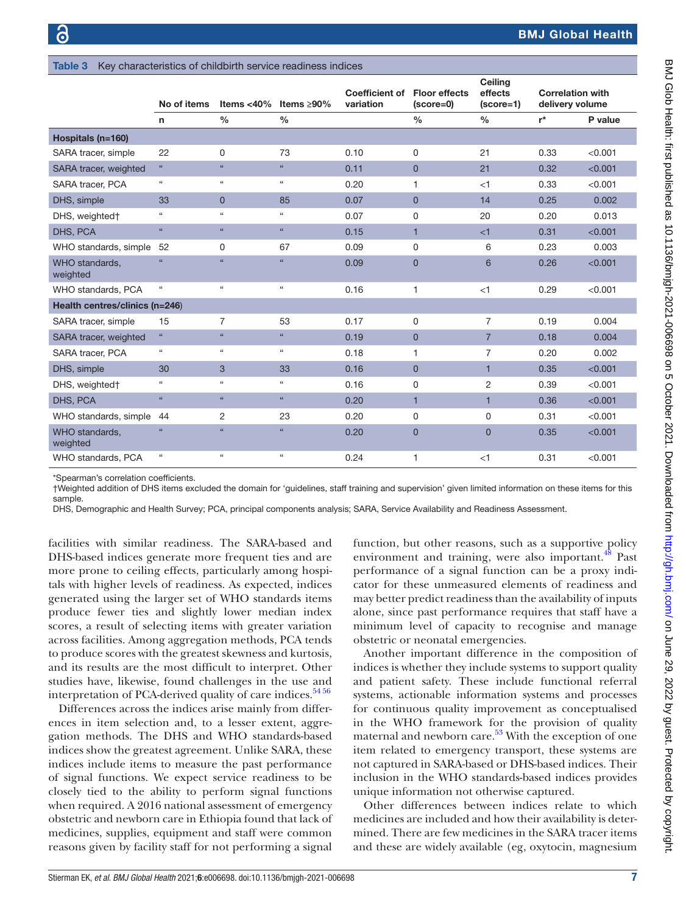**Table 3** Key characteristics of childbirth service readiness indices

| | No of items | Items <40% | Items ≥90% | Coefficient of variation | Floor effects (score=0) | Ceiling effects (score=1) | Correlation with delivery volume | |
|---|---|---|---|---|---|---|---|---|
| | n | % | % | | % | % | r* | P value |
| **Hospitals (n=160)** | | | | | | | | |
| SARA tracer, simple | 22 | 0 | 73 | 0.10 | 0 | 21 | 0.33 | <0.001 |
| SARA tracer, weighted | " | " | " | 0.11 | 0 | 21 | 0.32 | <0.001 |
| SARA tracer, PCA | " | " | " | 0.20 | 1 | <1 | 0.33 | <0.001 |
| DHS, simple | 33 | 0 | 85 | 0.07 | 0 | 14 | 0.25 | 0.002 |
| DHS, weighted† | " | " | " | 0.07 | 0 | 20 | 0.20 | 0.013 |
| DHS, PCA | " | " | " | 0.15 | 1 | <1 | 0.31 | <0.001 |
| WHO standards, simple | 52 | 0 | 67 | 0.09 | 0 | 6 | 0.23 | 0.003 |
| WHO standards, weighted | " | " | " | 0.09 | 0 | 6 | 0.26 | <0.001 |
| WHO standards, PCA | " | " | " | 0.16 | 1 | <1 | 0.29 | <0.001 |
| **Health centres/clinics (n=246)** | | | | | | | | |
| SARA tracer, simple | 15 | 7 | 53 | 0.17 | 0 | 7 | 0.19 | 0.004 |
| SARA tracer, weighted | " | " | " | 0.19 | 0 | 7 | 0.18 | 0.004 |
| SARA tracer, PCA | " | " | " | 0.18 | 1 | 7 | 0.20 | 0.002 |
| DHS, simple | 30 | 3 | 33 | 0.16 | 0 | 1 | 0.35 | <0.001 |
| DHS, weighted† | " | " | " | 0.16 | 0 | 2 | 0.39 | <0.001 |
| DHS, PCA | " | " | " | 0.20 | 1 | 1 | 0.36 | <0.001 |
| WHO standards, simple | 44 | 2 | 23 | 0.20 | 0 | 0 | 0.31 | <0.001 |
| WHO standards, weighted | " | " | " | 0.20 | 0 | 0 | 0.35 | <0.001 |
| WHO standards, PCA | " | " | " | 0.24 | 1 | <1 | 0.31 | <0.001 |

*Spearman's correlation coefficients.
†Weighted addition of DHS items excluded the domain for 'guidelines, staff training and supervision' given limited information on these items for this sample.
DHS, Demographic and Health Survey; PCA, principal components analysis; SARA, Service Availability and Readiness Assessment.

facilities with similar readiness. The SARA-based and DHS-based indices generate more frequent ties and are more prone to ceiling effects, particularly among hospitals with higher levels of readiness. As expected, indices generated using the larger set of WHO standards items produce fewer ties and slightly lower median index scores, a result of selecting items with greater variation across facilities. Among aggregation methods, PCA tends to produce scores with the greatest skewness and kurtosis, and its results are the most difficult to interpret. Other studies have, likewise, found challenges in the use and interpretation of PCA-derived quality of care indices.[54 56]

Differences across the indices arise mainly from differences in item selection and, to a lesser extent, aggregation methods. The DHS and WHO standards-based indices show the greatest agreement. Unlike SARA, these indices include items to measure the past performance of signal functions. We expect service readiness to be closely tied to the ability to perform signal functions when required. A 2016 national assessment of emergency obstetric and newborn care in Ethiopia found that lack of medicines, supplies, equipment and staff were common reasons given by facility staff for not performing a signal function, but other reasons, such as a supportive policy environment and training, were also important.[48] Past performance of a signal function can be a proxy indicator for these unmeasured elements of readiness and may better predict readiness than the availability of inputs alone, since past performance requires that staff have a minimum level of capacity to recognise and manage obstetric or neonatal emergencies.

Another important difference in the composition of indices is whether they include systems to support quality and patient safety. These include functional referral systems, actionable information systems and processes for continuous quality improvement as conceptualised in the WHO framework for the provision of quality maternal and newborn care.[53] With the exception of one item related to emergency transport, these systems are not captured in SARA-based or DHS-based indices. Their inclusion in the WHO standards-based indices provides unique information not otherwise captured.

Other differences between indices relate to which medicines are included and how their availability is determined. There are few medicines in the SARA tracer items and these are widely available (eg, oxytocin, magnesium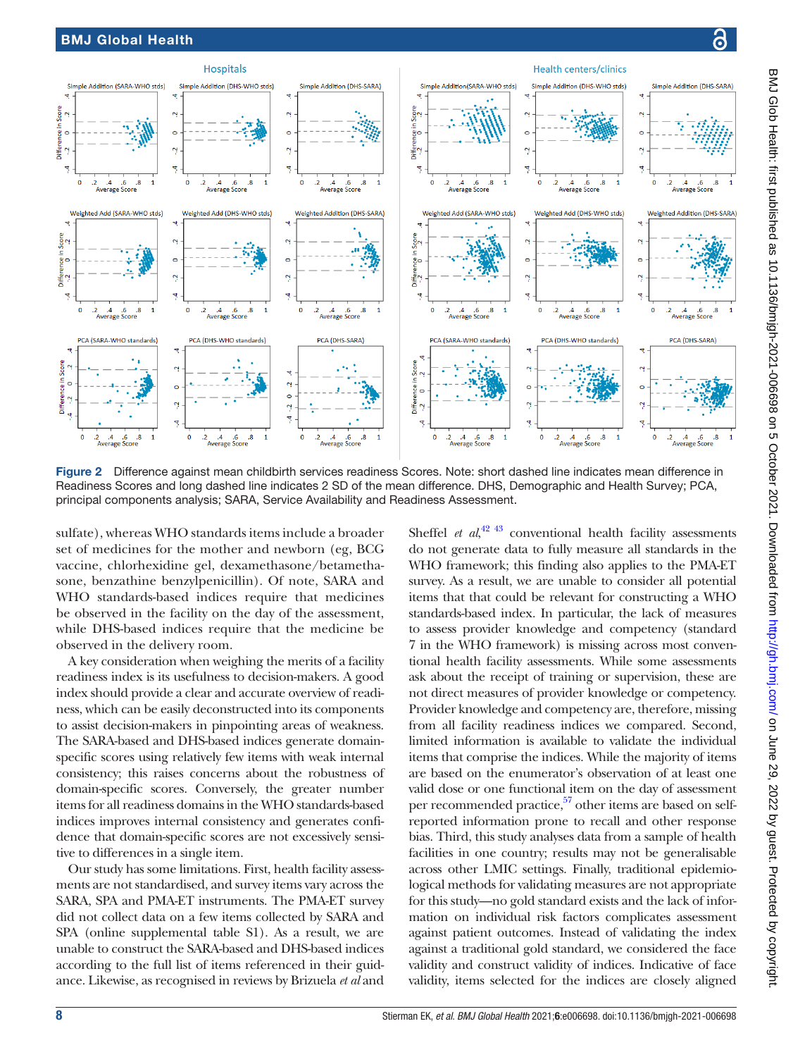Figure 2 Difference against mean childbirth services readiness Scores. Note: short dashed line indicates mean difference in Readiness Scores and long dashed line indicates 2 SD of the mean difference. DHS, Demographic and Health Survey; PCA, principal components analysis; SARA, Service Availability and Readiness Assessment.

sulfate), whereas WHO standards items include a broader set of medicines for the mother and newborn (eg, BCG vaccine, chlorhexidine gel, dexamethasone/betamethasone, benzathine benzylpenicillin). Of note, SARA and WHO standards-based indices require that medicines be observed in the facility on the day of the assessment, while DHS-based indices require that the medicine be observed in the delivery room.

A key consideration when weighing the merits of a facility readiness index is its usefulness to decision-makers. A good index should provide a clear and accurate overview of readiness, which can be easily deconstructed into its components to assist decision-makers in pinpointing areas of weakness. The SARA-based and DHS-based indices generate domain-specific scores using relatively few items with weak internal consistency; this raises concerns about the robustness of domain-specific scores. Conversely, the greater number items for all readiness domains in the WHO standards-based indices improves internal consistency and generates confidence that domain-specific scores are not excessively sensitive to differences in a single item.

Our study has some limitations. First, health facility assessments are not standardised, and survey items vary across the SARA, SPA and PMA-ET instruments. The PMA-ET survey did not collect data on a few items collected by SARA and SPA (online supplemental table S1). As a result, we are unable to construct the SARA-based and DHS-based indices according to the full list of items referenced in their guidance. Likewise, as recognised in reviews by Brizuela *et al* and Sheffel *et al*,[42 43] conventional health facility assessments do not generate data to fully measure all standards in the WHO framework; this finding also applies to the PMA-ET survey. As a result, we are unable to consider all potential items that that could be relevant for constructing a WHO standards-based index. In particular, the lack of measures to assess provider knowledge and competency (standard 7 in the WHO framework) is missing across most conventional health facility assessments. While some assessments ask about the receipt of training or supervision, these are not direct measures of provider knowledge or competency. Provider knowledge and competency are, therefore, missing from all facility readiness indices we compared. Second, limited information is available to validate the individual items that comprise the indices. While the majority of items are based on the enumerator's observation of at least one valid dose or one functional item on the day of assessment per recommended practice,[57] other items are based on self-reported information prone to recall and other response bias. Third, this study analyses data from a sample of health facilities in one country; results may not be generalisable across other LMIC settings. Finally, traditional epidemiological methods for validating measures are not appropriate for this study—no gold standard exists and the lack of information on individual risk factors complicates assessment against patient outcomes. Instead of validating the index against a traditional gold standard, we considered the face validity and construct validity of indices. Indicative of face validity, items selected for the indices are closely aligned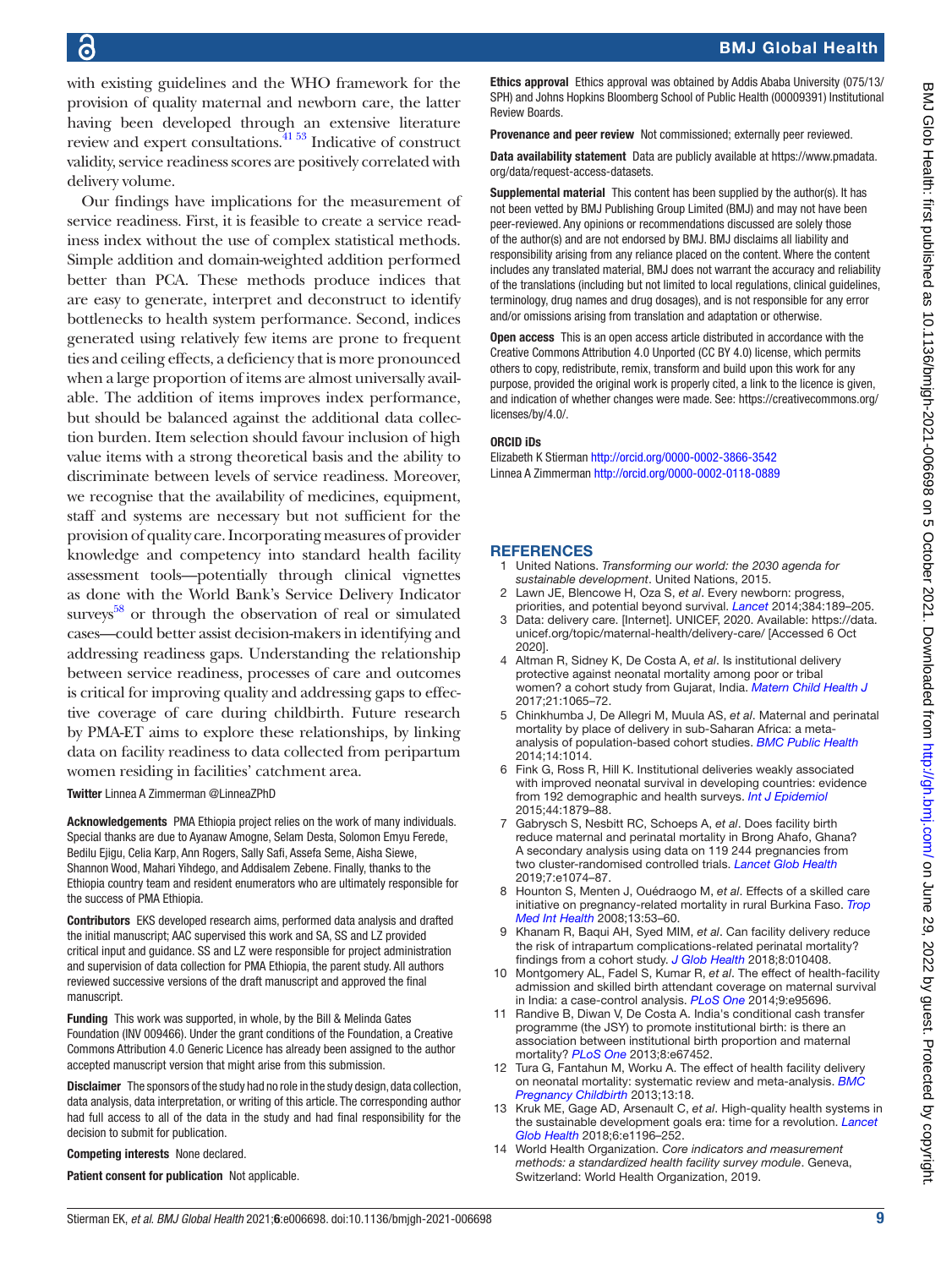with existing guidelines and the WHO framework for the provision of quality maternal and newborn care, the latter having been developed through an extensive literature review and expert consultations.[41 53] Indicative of construct validity, service readiness scores are positively correlated with delivery volume.

Our findings have implications for the measurement of service readiness. First, it is feasible to create a service readiness index without the use of complex statistical methods. Simple addition and domain-weighted addition performed better than PCA. These methods produce indices that are easy to generate, interpret and deconstruct to identify bottlenecks to health system performance. Second, indices generated using relatively few items are prone to frequent ties and ceiling effects, a deficiency that is more pronounced when a large proportion of items are almost universally available. The addition of items improves index performance, but should be balanced against the additional data collection burden. Item selection should favour inclusion of high value items with a strong theoretical basis and the ability to discriminate between levels of service readiness. Moreover, we recognise that the availability of medicines, equipment, staff and systems are necessary but not sufficient for the provision of quality care. Incorporating measures of provider knowledge and competency into standard health facility assessment tools—potentially through clinical vignettes as done with the World Bank's Service Delivery Indicator surveys[58] or through the observation of real or simulated cases—could better assist decision-makers in identifying and addressing readiness gaps. Understanding the relationship between service readiness, processes of care and outcomes is critical for improving quality and addressing gaps to effective coverage of care during childbirth. Future research by PMA-ET aims to explore these relationships, by linking data on facility readiness to data collected from peripartum women residing in facilities' catchment area.

**Twitter** Linnea A Zimmerman @LinneaZPhD

**Acknowledgements** PMA Ethiopia project relies on the work of many individuals. Special thanks are due to Ayanaw Amogne, Selam Desta, Solomon Emyu Ferede, Bedilu Ejigu, Celia Karp, Ann Rogers, Sally Safi, Assefa Seme, Aisha Siewe, Shannon Wood, Mahari Yihdego, and Addisalem Zebene. Finally, thanks to the Ethiopia country team and resident enumerators who are ultimately responsible for the success of PMA Ethiopia.

**Contributors** EKS developed research aims, performed data analysis and drafted the initial manuscript; AAC supervised this work and SA, SS and LZ provided critical input and guidance. SS and LZ were responsible for project administration and supervision of data collection for PMA Ethiopia, the parent study. All authors reviewed successive versions of the draft manuscript and approved the final manuscript.

**Funding** This work was supported, in whole, by the Bill & Melinda Gates Foundation (INV 009466). Under the grant conditions of the Foundation, a Creative Commons Attribution 4.0 Generic Licence has already been assigned to the author accepted manuscript version that might arise from this submission.

**Disclaimer** The sponsors of the study had no role in the study design, data collection, data analysis, data interpretation, or writing of this article. The corresponding author had full access to all of the data in the study and had final responsibility for the decision to submit for publication.

**Competing interests** None declared.

**Patient consent for publication** Not applicable.

**Ethics approval** Ethics approval was obtained by Addis Ababa University (075/13/SPH) and Johns Hopkins Bloomberg School of Public Health (00009391) Institutional Review Boards.

**Provenance and peer review** Not commissioned; externally peer reviewed.

**Data availability statement** Data are publicly available at https://www.pmadata.org/data/request-access-datasets.

**Supplemental material** This content has been supplied by the author(s). It has not been vetted by BMJ Publishing Group Limited (BMJ) and may not have been peer-reviewed. Any opinions or recommendations discussed are solely those of the author(s) and are not endorsed by BMJ. BMJ disclaims all liability and responsibility arising from any reliance placed on the content. Where the content includes any translated material, BMJ does not warrant the accuracy and reliability of the translations (including but not limited to local regulations, clinical guidelines, terminology, drug names and drug dosages), and is not responsible for any error and/or omissions arising from translation and adaptation or otherwise.

**Open access** This is an open access article distributed in accordance with the Creative Commons Attribution 4.0 Unported (CC BY 4.0) license, which permits others to copy, redistribute, remix, transform and build upon this work for any purpose, provided the original work is properly cited, a link to the licence is given, and indication of whether changes were made. See: https://creativecommons.org/licenses/by/4.0/.

**ORCID iDs**

Elizabeth K Stierman http://orcid.org/0000-0002-3866-3542
Linnea A Zimmerman http://orcid.org/0000-0002-0118-0889

## REFERENCES

1. United Nations. *Transforming our world: the 2030 agenda for sustainable development*. United Nations, 2015.
2. Lawn JE, Blencowe H, Oza S, *et al*. Every newborn: progress, priorities, and potential beyond survival. *Lancet* 2014;384:189–205.
3. Data: delivery care. [Internet]. UNICEF, 2020. Available: https://data.unicef.org/topic/maternal-health/delivery-care/ [Accessed 6 Oct 2020].
4. Altman R, Sidney K, De Costa A, *et al*. Is institutional delivery protective against neonatal mortality among poor or tribal women? a cohort study from Gujarat, India. *Matern Child Health J* 2017;21:1065–72.
5. Chinkhumba J, De Allegri M, Muula AS, *et al*. Maternal and perinatal mortality by place of delivery in sub-Saharan Africa: a meta-analysis of population-based cohort studies. *BMC Public Health* 2014;14:1014.
6. Fink G, Ross R, Hill K. Institutional deliveries weakly associated with improved neonatal survival in developing countries: evidence from 192 demographic and health surveys. *Int J Epidemiol* 2015;44:1879–88.
7. Gabrysch S, Nesbitt RC, Schoeps A, *et al*. Does facility birth reduce maternal and perinatal mortality in Brong Ahafo, Ghana? A secondary analysis using data on 119 244 pregnancies from two cluster-randomised controlled trials. *Lancet Glob Health* 2019;7:e1074–87.
8. Hounton S, Menten J, Ouédraogo M, *et al*. Effects of a skilled care initiative on pregnancy-related mortality in rural Burkina Faso. *Trop Med Int Health* 2008;13:53–60.
9. Khanam R, Baqui AH, Syed MIM, *et al*. Can facility delivery reduce the risk of intrapartum complications-related perinatal mortality? findings from a cohort study. *J Glob Health* 2018;8:010408.
10. Montgomery AL, Fadel S, Kumar R, *et al*. The effect of health-facility admission and skilled birth attendant coverage on maternal survival in India: a case-control analysis. *PLoS One* 2014;9:e95696.
11. Randive B, Diwan V, De Costa A. India's conditional cash transfer programme (the JSY) to promote institutional birth: is there an association between institutional birth proportion and maternal mortality? *PLoS One* 2013;8:e67452.
12. Tura G, Fantahun M, Worku A. The effect of health facility delivery on neonatal mortality: systematic review and meta-analysis. *BMC Pregnancy Childbirth* 2013;13:18.
13. Kruk ME, Gage AD, Arsenault C, *et al*. High-quality health systems in the sustainable development goals era: time for a revolution. *Lancet Glob Health* 2018;6:e1196–252.
14. World Health Organization. *Core indicators and measurement methods: a standardized health facility survey module*. Geneva, Switzerland: World Health Organization, 2019.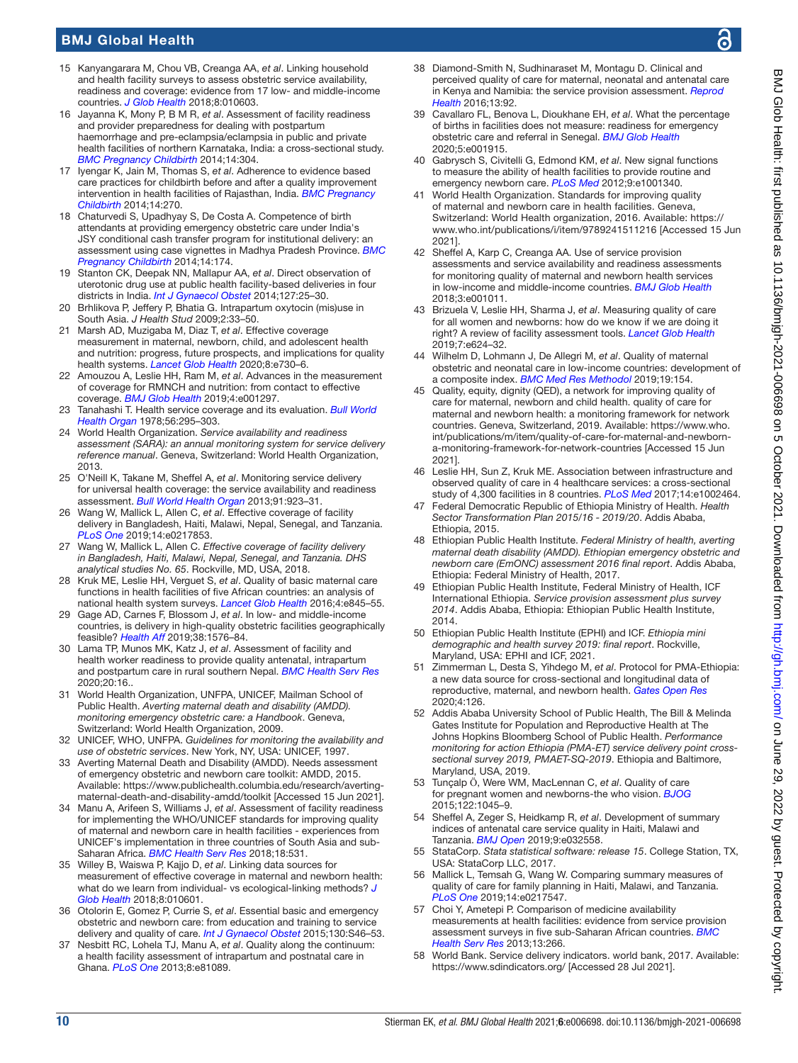15 Kanyangarara M, Chou VB, Creanga AA, *et al*. Linking household and health facility surveys to assess obstetric service availability, readiness and coverage: evidence from 17 low- and middle-income countries. *J Glob Health* 2018;8:010603.

16 Jayanna K, Mony P, B M R, *et al*. Assessment of facility readiness and provider preparedness for dealing with postpartum haemorrhage and pre-eclampsia/eclampsia in public and private health facilities of northern Karnataka, India: a cross-sectional study. *BMC Pregnancy Childbirth* 2014;14:304.

17 Iyengar K, Jain M, Thomas S, *et al*. Adherence to evidence based care practices for childbirth before and after a quality improvement intervention in health facilities of Rajasthan, India. *BMC Pregnancy Childbirth* 2014;14:270.

18 Chaturvedi S, Upadhyay S, De Costa A. Competence of birth attendants at providing emergency obstetric care under India's JSY conditional cash transfer program for institutional delivery: an assessment using case vignettes in Madhya Pradesh Province. *BMC Pregnancy Childbirth* 2014;14:174.

19 Stanton CK, Deepak NN, Mallapur AA, *et al*. Direct observation of uterotonic drug use at public health facility-based deliveries in four districts in India. *Int J Gynaecol Obstet* 2014;127:25–30.

20 Brhlikova P, Jeffery P, Bhatia G. Intrapartum oxytocin (mis)use in South Asia. *J Health Stud* 2009;2:33–50.

21 Marsh AD, Muzigaba M, Diaz T, *et al*. Effective coverage measurement in maternal, newborn, child, and adolescent health and nutrition: progress, future prospects, and implications for quality health systems. *Lancet Glob Health* 2020;8:e730–6.

22 Amouzou A, Leslie HH, Ram M, *et al*. Advances in the measurement of coverage for RMNCH and nutrition: from contact to effective coverage. *BMJ Glob Health* 2019;4:e001297.

23 Tanahashi T. Health service coverage and its evaluation. *Bull World Health Organ* 1978;56:295–303.

24 World Health Organization. *Service availability and readiness assessment (SARA): an annual monitoring system for service delivery reference manual*. Geneva, Switzerland: World Health Organization, 2013.

25 O'Neill K, Takane M, Sheffel A, *et al*. Monitoring service delivery for universal health coverage: the service availability and readiness assessment. *Bull World Health Organ* 2013;91:923–31.

26 Wang W, Mallick L, Allen C, *et al*. Effective coverage of facility delivery in Bangladesh, Haiti, Malawi, Nepal, Senegal, and Tanzania. *PLoS One* 2019;14:e0217853.

27 Wang W, Mallick L, Allen C. *Effective coverage of facility delivery in Bangladesh, Haiti, Malawi, Nepal, Senegal, and Tanzania. DHS analytical studies No. 65*. Rockville, MD, USA, 2018.

28 Kruk ME, Leslie HH, Verguet S, *et al*. Quality of basic maternal care functions in health facilities of five African countries: an analysis of national health system surveys. *Lancet Glob Health* 2016;4:e845–55.

29 Gage AD, Carnes F, Blossom J, *et al*. In low- and middle-income countries, is delivery in high-quality obstetric facilities geographically feasible? *Health Aff* 2019;38:1576–84.

30 Lama TP, Munos MK, Katz J, *et al*. Assessment of facility and health worker readiness to provide quality antenatal, intrapartum and postpartum care in rural southern Nepal. *BMC Health Serv Res* 2020;20:16..

31 World Health Organization, UNFPA, UNICEF, Mailman School of Public Health. *Averting maternal death and disability (AMDD). monitoring emergency obstetric care: a Handbook*. Geneva, Switzerland: World Health Organization, 2009.

32 UNICEF, WHO, UNFPA. *Guidelines for monitoring the availability and use of obstetric services*. New York, NY, USA: UNICEF, 1997.

33 Averting Maternal Death and Disability (AMDD). Needs assessment of emergency obstetric and newborn care toolkit: AMDD, 2015. Available: https://www.publichealth.columbia.edu/research/averting-maternal-death-and-disability-amdd/toolkit [Accessed 15 Jun 2021].

34 Manu A, Arifeen S, Williams J, *et al*. Assessment of facility readiness for implementing the WHO/UNICEF standards for improving quality of maternal and newborn care in health facilities - experiences from UNICEF's implementation in three countries of South Asia and sub-Saharan Africa. *BMC Health Serv Res* 2018;18:531.

35 Willey B, Waiswa P, Kajjo D, *et al*. Linking data sources for measurement of effective coverage in maternal and newborn health: what do we learn from individual- vs ecological-linking methods? *J Glob Health* 2018;8:010601.

36 Otolorin E, Gomez P, Currie S, *et al*. Essential basic and emergency obstetric and newborn care: from education and training to service delivery and quality of care. *Int J Gynaecol Obstet* 2015;130:S46–53.

37 Nesbitt RC, Lohela TJ, Manu A, *et al*. Quality along the continuum: a health facility assessment of intrapartum and postnatal care in Ghana. *PLoS One* 2013;8:e81089.

38 Diamond-Smith N, Sudhinaraset M, Montagu D. Clinical and perceived quality of care for maternal, neonatal and antenatal care in Kenya and Namibia: the service provision assessment. *Reprod Health* 2016;13:92.

39 Cavallaro FL, Benova L, Dioukhane EH, *et al*. What the percentage of births in facilities does not measure: readiness for emergency obstetric care and referral in Senegal. *BMJ Glob Health* 2020;5:e001915.

40 Gabrysch S, Civitelli G, Edmond KM, *et al*. New signal functions to measure the ability of health facilities to provide routine and emergency newborn care. *PLoS Med* 2012;9:e1001340.

41 World Health Organization. Standards for improving quality of maternal and newborn care in health facilities. Geneva, Switzerland: World Health organization, 2016. Available: https://www.who.int/publications/i/item/9789241511216 [Accessed 15 Jun 2021].

42 Sheffel A, Karp C, Creanga AA. Use of service provision assessments and service availability and readiness assessments for monitoring quality of maternal and newborn health services in low-income and middle-income countries. *BMJ Glob Health* 2018;3:e001011.

43 Brizuela V, Leslie HH, Sharma J, *et al*. Measuring quality of care for all women and newborns: how do we know if we are doing it right? A review of facility assessment tools. *Lancet Glob Health* 2019;7:e624–32.

44 Wilhelm D, Lohmann J, De Allegri M, *et al*. Quality of maternal obstetric and neonatal care in low-income countries: development of a composite index. *BMC Med Res Methodol* 2019;19:154.

45 Quality, equity, dignity (QED), a network for improving quality of care for maternal, newborn and child health. quality of care for maternal and newborn health: a monitoring framework for network countries. Geneva, Switzerland, 2019. Available: https://www.who.int/publications/m/item/quality-of-care-for-maternal-and-newborn-a-monitoring-framework-for-network-countries [Accessed 15 Jun 2021].

46 Leslie HH, Sun Z, Kruk ME. Association between infrastructure and observed quality of care in 4 healthcare services: a cross-sectional study of 4,300 facilities in 8 countries. *PLoS Med* 2017;14:e1002464.

47 Federal Democratic Republic of Ethiopia Ministry of Health. *Health Sector Transformation Plan 2015/16 - 2019/20*. Addis Ababa, Ethiopia, 2015.

48 Ethiopian Public Health Institute. *Federal Ministry of health, averting maternal death disability (AMDD). Ethiopian emergency obstetric and newborn care (EmONC) assessment 2016 final report*. Addis Ababa, Ethiopia: Federal Ministry of Health, 2017.

49 Ethiopian Public Health Institute, Federal Ministry of Health, ICF International Ethiopia. *Service provision assessment plus survey 2014*. Addis Ababa, Ethiopia: Ethiopian Public Health Institute, 2014.

50 Ethiopian Public Health Institute (EPHI) and ICF. *Ethiopia mini demographic and health survey 2019: final report*. Rockville, Maryland, USA: EPHI and ICF, 2021.

51 Zimmerman L, Desta S, Yihdego M, *et al*. Protocol for PMA-Ethiopia: a new data source for cross-sectional and longitudinal data of reproductive, maternal, and newborn health. *Gates Open Res* 2020;4:126.

52 Addis Ababa University School of Public Health, The Bill & Melinda Gates Institute for Population and Reproductive Health at The Johns Hopkins Bloomberg School of Public Health. *Performance monitoring for action Ethiopia (PMA-ET) service delivery point cross-sectional survey 2019, PMAET-SQ-2019*. Ethiopia and Baltimore, Maryland, USA, 2019.

53 Tunçalp Ö, Were WM, MacLennan C, *et al*. Quality of care for pregnant women and newborns-the who vision. *BJOG* 2015;122:1045–9.

54 Sheffel A, Zeger S, Heidkamp R, *et al*. Development of summary indices of antenatal care service quality in Haiti, Malawi and Tanzania. *BMJ Open* 2019;9:e032558.

55 StataCorp. *Stata statistical software: release 15*. College Station, TX, USA: StataCorp LLC, 2017.

56 Mallick L, Temsah G, Wang W. Comparing summary measures of quality of care for family planning in Haiti, Malawi, and Tanzania. *PLoS One* 2019;14:e0217547.

57 Choi Y, Ametepi P. Comparison of medicine availability measurements at health facilities: evidence from service provision assessment surveys in five sub-Saharan African countries. *BMC Health Serv Res* 2013;13:266.

58 World Bank. Service delivery indicators. world bank, 2017. Available: https://www.sdindicators.org/ [Accessed 28 Jul 2021].